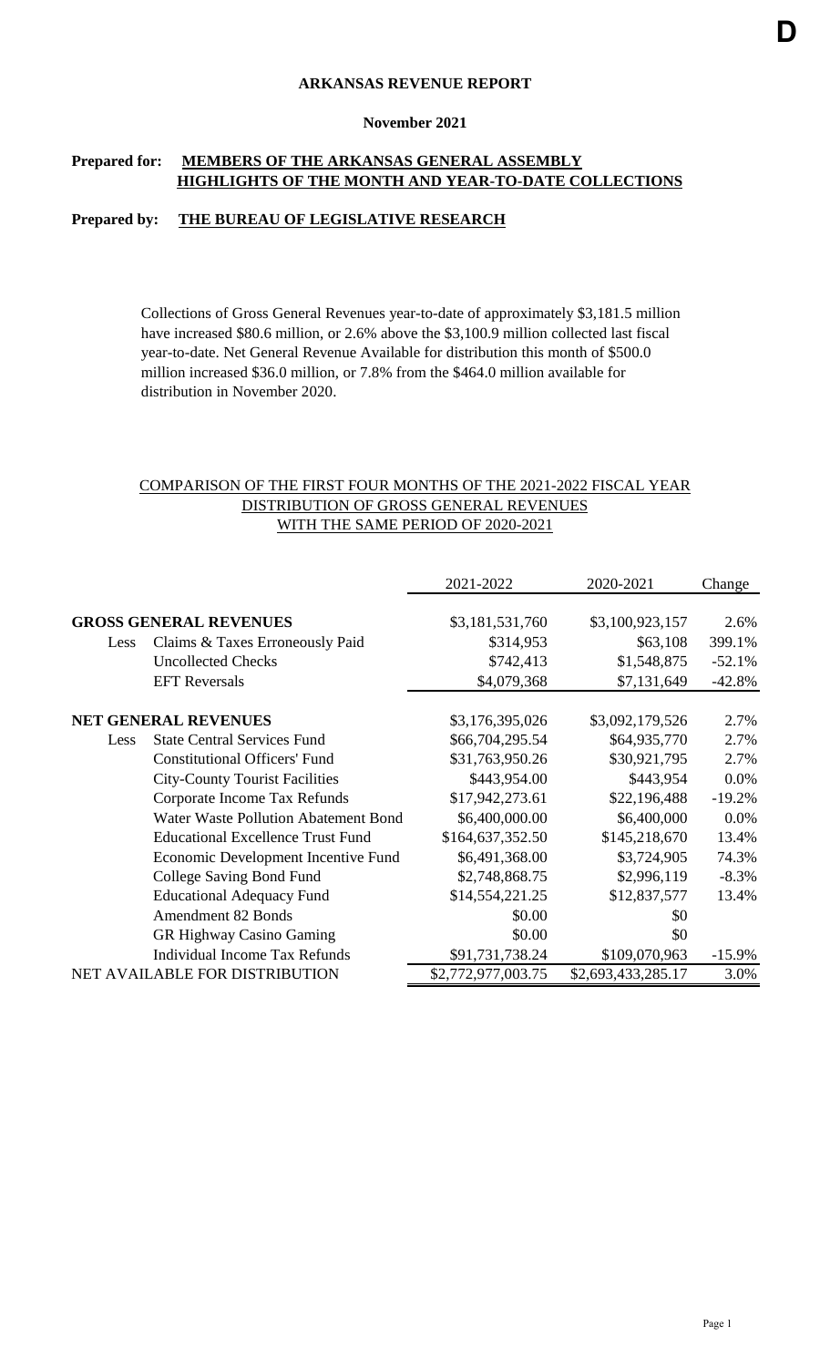**D**

# ARKANSAS REVENUE REPORT

**November 2021**

**Prepared for:** **<u>MEMBERS OF THE ARKANSAS GENERAL ASSEMBLY</u>**
**<u>HIGHLIGHTS OF THE MONTH AND YEAR-TO-DATE COLLECTIONS</u>**

**Prepared by:** **<u>THE BUREAU OF LEGISLATIVE RESEARCH</u>**

Collections of Gross General Revenues year-to-date of approximately $3,181.5 million have increased $80.6 million, or 2.6% above the $3,100.9 million collected last fiscal year-to-date. Net General Revenue Available for distribution this month of $500.0 million increased $36.0 million, or 7.8% from the $464.0 million available for distribution in November 2020.

<u>COMPARISON OF THE FIRST FOUR MONTHS OF THE 2021-2022 FISCAL YEAR</u>
<u>DISTRIBUTION OF GROSS GENERAL REVENUES</u>
<u>WITH THE SAME PERIOD OF 2020-2021</u>

| | | 2021-2022 | 2020-2021 | Change |
|---|---|---|---|---|
| **GROSS GENERAL REVENUES** | | $3,181,531,760 | $3,100,923,157 | 2.6% |
| Less | Claims & Taxes Erroneously Paid | $314,953 | $63,108 | 399.1% |
| | Uncollected Checks | $742,413 | $1,548,875 | -52.1% |
| | EFT Reversals | $4,079,368 | $7,131,649 | -42.8% |
| **NET GENERAL REVENUES** | | $3,176,395,026 | $3,092,179,526 | 2.7% |
| Less | State Central Services Fund | $66,704,295.54 | $64,935,770 | 2.7% |
| | Constitutional Officers' Fund | $31,763,950.26 | $30,921,795 | 2.7% |
| | City-County Tourist Facilities | $443,954.00 | $443,954 | 0.0% |
| | Corporate Income Tax Refunds | $17,942,273.61 | $22,196,488 | -19.2% |
| | Water Waste Pollution Abatement Bond | $6,400,000.00 | $6,400,000 | 0.0% |
| | Educational Excellence Trust Fund | $164,637,352.50 | $145,218,670 | 13.4% |
| | Economic Development Incentive Fund | $6,491,368.00 | $3,724,905 | 74.3% |
| | College Saving Bond Fund | $2,748,868.75 | $2,996,119 | -8.3% |
| | Educational Adequacy Fund | $14,554,221.25 | $12,837,577 | 13.4% |
| | Amendment 82 Bonds | $0.00 | $0 | |
| | GR Highway Casino Gaming | $0.00 | $0 | |
| | Individual Income Tax Refunds | $91,731,738.24 | $109,070,963 | -15.9% |
| NET AVAILABLE FOR DISTRIBUTION | | $2,772,977,003.75 | $2,693,433,285.17 | 3.0% |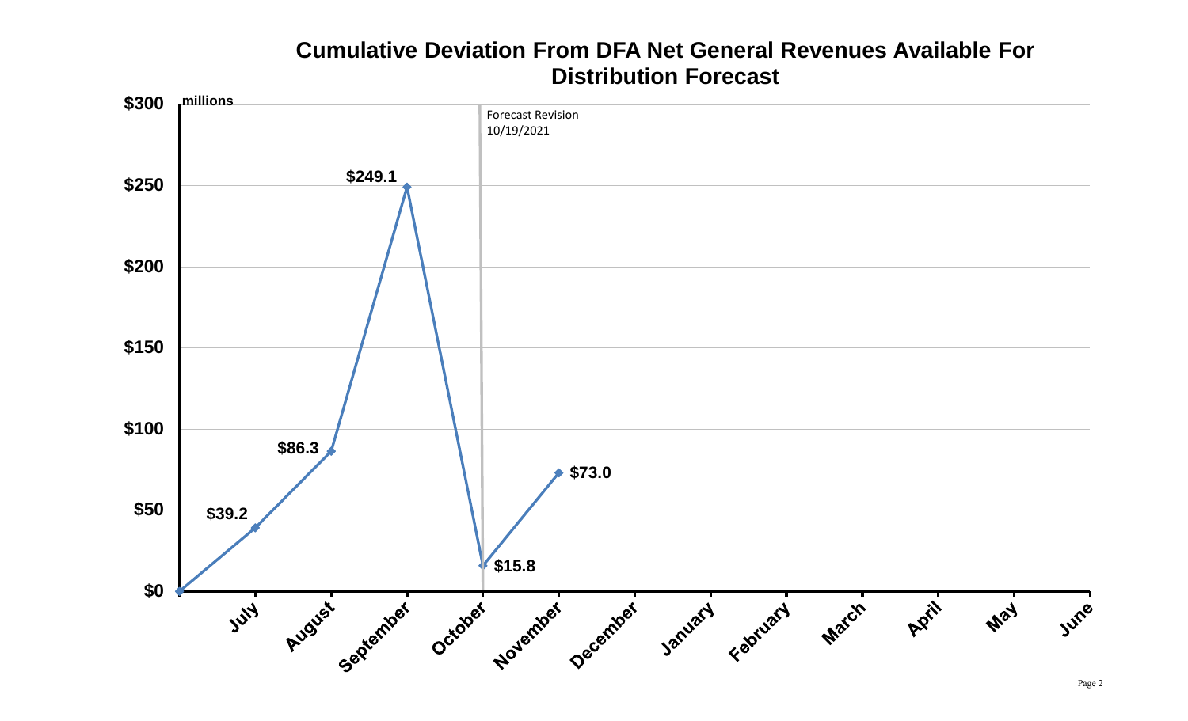## Cumulative Deviation From DFA Net General Revenues Available For Distribution Forecast

millions

Forecast Revision 10/19/2021

| Month | Cumulative Deviation |
|---|---|
| July | $39.2 |
| August | $86.3 |
| September | $249.1 |
| October | $15.8 |
| November | $73.0 |
| December | |
| January | |
| February | |
| March | |
| April | |
| May | |
| June | |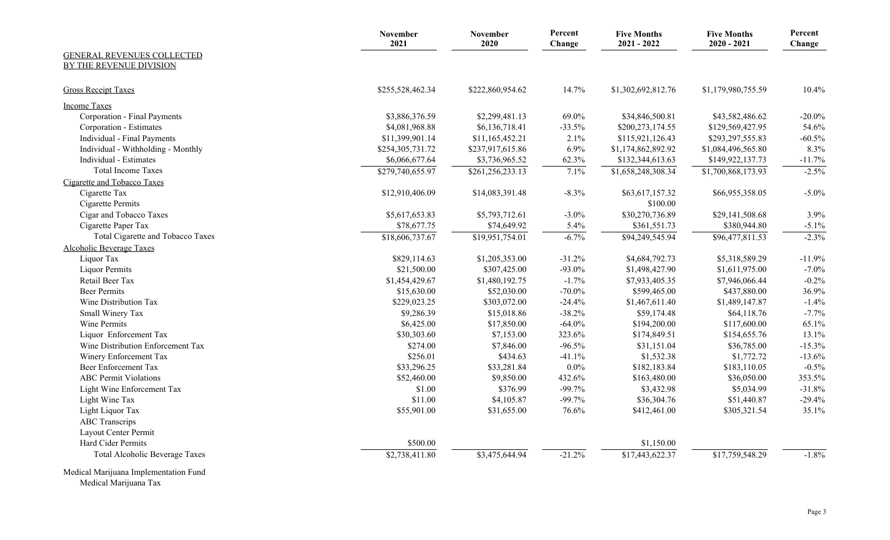| GENERAL REVENUES COLLECTED BY THE REVENUE DIVISION | November 2021 | November 2020 | Percent Change | Five Months 2021 - 2022 | Five Months 2020 - 2021 | Percent Change |
|---|---|---|---|---|---|---|
| Gross Receipt Taxes | $255,528,462.34 | $222,860,954.62 | 14.7% | $1,302,692,812.76 | $1,179,980,755.59 | 10.4% |
| Income Taxes | | | | | | |
| Corporation - Final Payments | $3,886,376.59 | $2,299,481.13 | 69.0% | $34,846,500.81 | $43,582,486.62 | -20.0% |
| Corporation - Estimates | $4,081,968.88 | $6,136,718.41 | -33.5% | $200,273,174.55 | $129,569,427.95 | 54.6% |
| Individual - Final Payments | $11,399,901.14 | $11,165,452.21 | 2.1% | $115,921,126.43 | $293,297,555.83 | -60.5% |
| Individual - Withholding - Monthly | $254,305,731.72 | $237,917,615.86 | 6.9% | $1,174,862,892.92 | $1,084,496,565.80 | 8.3% |
| Individual - Estimates | $6,066,677.64 | $3,736,965.52 | 62.3% | $132,344,613.63 | $149,922,137.73 | -11.7% |
| Total Income Taxes | $279,740,655.97 | $261,256,233.13 | 7.1% | $1,658,248,308.34 | $1,700,868,173.93 | -2.5% |
| Cigarette and Tobacco Taxes | | | | | | |
| Cigarette Tax | $12,910,406.09 | $14,083,391.48 | -8.3% | $63,617,157.32 | $66,955,358.05 | -5.0% |
| Cigarette Permits | | | | $100.00 | | |
| Cigar and Tobacco Taxes | $5,617,653.83 | $5,793,712.61 | -3.0% | $30,270,736.89 | $29,141,508.68 | 3.9% |
| Cigarette Paper Tax | $78,677.75 | $74,649.92 | 5.4% | $361,551.73 | $380,944.80 | -5.1% |
| Total Cigarette and Tobacco Taxes | $18,606,737.67 | $19,951,754.01 | -6.7% | $94,249,545.94 | $96,477,811.53 | -2.3% |
| Alcoholic Beverage Taxes | | | | | | |
| Liquor Tax | $829,114.63 | $1,205,353.00 | -31.2% | $4,684,792.73 | $5,318,589.29 | -11.9% |
| Liquor Permits | $21,500.00 | $307,425.00 | -93.0% | $1,498,427.90 | $1,611,975.00 | -7.0% |
| Retail Beer Tax | $1,454,429.67 | $1,480,192.75 | -1.7% | $7,933,405.35 | $7,946,066.44 | -0.2% |
| Beer Permits | $15,630.00 | $52,030.00 | -70.0% | $599,465.00 | $437,880.00 | 36.9% |
| Wine Distribution Tax | $229,023.25 | $303,072.00 | -24.4% | $1,467,611.40 | $1,489,147.87 | -1.4% |
| Small Winery Tax | $9,286.39 | $15,018.86 | -38.2% | $59,174.48 | $64,118.76 | -7.7% |
| Wine Permits | $6,425.00 | $17,850.00 | -64.0% | $194,200.00 | $117,600.00 | 65.1% |
| Liquor Enforcement Tax | $30,303.60 | $7,153.00 | 323.6% | $174,849.51 | $154,655.76 | 13.1% |
| Wine Distribution Enforcement Tax | $274.00 | $7,846.00 | -96.5% | $31,151.04 | $36,785.00 | -15.3% |
| Winery Enforcement Tax | $256.01 | $434.63 | -41.1% | $1,532.38 | $1,772.72 | -13.6% |
| Beer Enforcement Tax | $33,296.25 | $33,281.84 | 0.0% | $182,183.84 | $183,110.05 | -0.5% |
| ABC Permit Violations | $52,460.00 | $9,850.00 | 432.6% | $163,480.00 | $36,050.00 | 353.5% |
| Light Wine Enforcement Tax | $1.00 | $376.99 | -99.7% | $3,432.98 | $5,034.99 | -31.8% |
| Light Wine Tax | $11.00 | $4,105.87 | -99.7% | $36,304.76 | $51,440.87 | -29.4% |
| Light Liquor Tax | $55,901.00 | $31,655.00 | 76.6% | $412,461.00 | $305,321.54 | 35.1% |
| ABC Transcrips | | | | | | |
| Layout Center Permit | | | | | | |
| Hard Cider Permits | $500.00 | | | $1,150.00 | | |
| Total Alcoholic Beverage Taxes | $2,738,411.80 | $3,475,644.94 | -21.2% | $17,443,622.37 | $17,759,548.29 | -1.8% |
| Medical Marijuana Implementation Fund | | | | | | |
| Medical Marijuana Tax | | | | | | |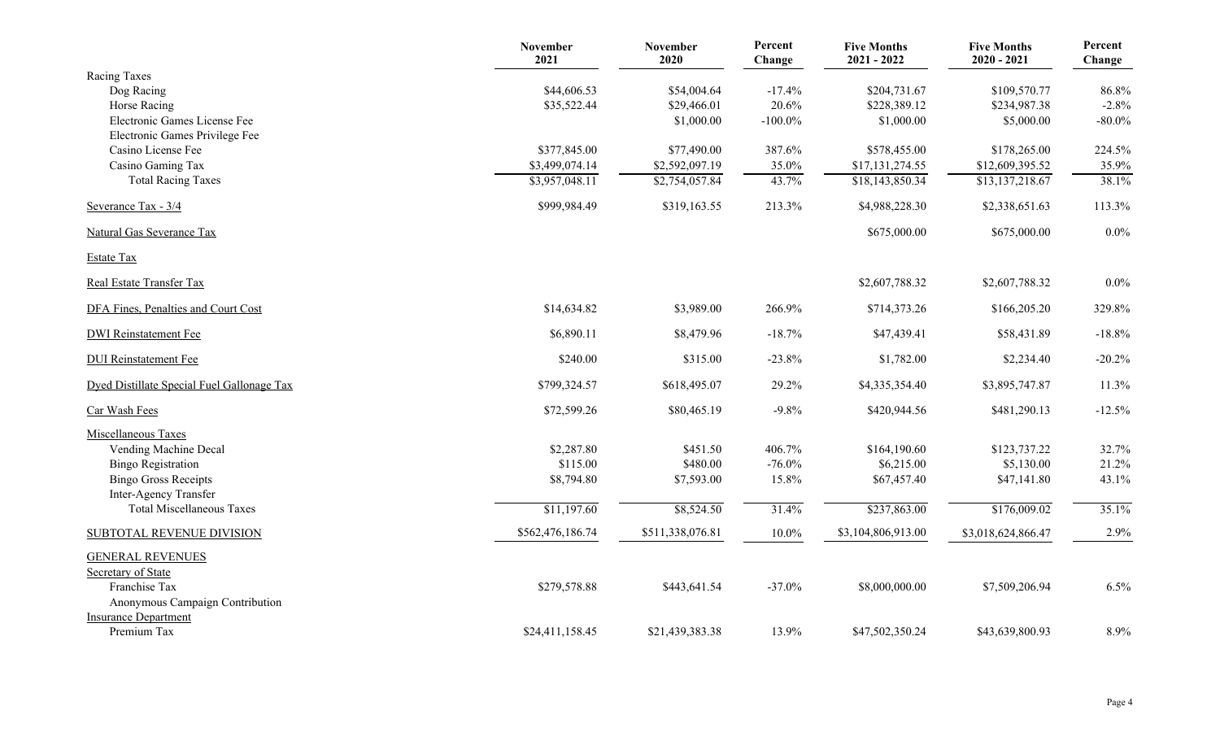| | November 2021 | November 2020 | Percent Change | Five Months 2021 - 2022 | Five Months 2020 - 2021 | Percent Change |
|---|---|---|---|---|---|---|
| Racing Taxes | | | | | | |
| Dog Racing | $44,606.53 | $54,004.64 | -17.4% | $204,731.67 | $109,570.77 | 86.8% |
| Horse Racing | $35,522.44 | $29,466.01 | 20.6% | $228,389.12 | $234,987.38 | -2.8% |
| Electronic Games License Fee | | $1,000.00 | -100.0% | $1,000.00 | $5,000.00 | -80.0% |
| Electronic Games Privilege Fee | | | | | | |
| Casino License Fee | $377,845.00 | $77,490.00 | 387.6% | $578,455.00 | $178,265.00 | 224.5% |
| Casino Gaming Tax | $3,499,074.14 | $2,592,097.19 | 35.0% | $17,131,274.55 | $12,609,395.52 | 35.9% |
| Total Racing Taxes | $3,957,048.11 | $2,754,057.84 | 43.7% | $18,143,850.34 | $13,137,218.67 | 38.1% |
| Severance Tax - 3/4 | $999,984.49 | $319,163.55 | 213.3% | $4,988,228.30 | $2,338,651.63 | 113.3% |
| Natural Gas Severance Tax | | | | $675,000.00 | $675,000.00 | 0.0% |
| Estate Tax | | | | | | |
| Real Estate Transfer Tax | | | | $2,607,788.32 | $2,607,788.32 | 0.0% |
| DFA Fines, Penalties and Court Cost | $14,634.82 | $3,989.00 | 266.9% | $714,373.26 | $166,205.20 | 329.8% |
| DWI Reinstatement Fee | $6,890.11 | $8,479.96 | -18.7% | $47,439.41 | $58,431.89 | -18.8% |
| DUI Reinstatement Fee | $240.00 | $315.00 | -23.8% | $1,782.00 | $2,234.40 | -20.2% |
| Dyed Distillate Special Fuel Gallonage Tax | $799,324.57 | $618,495.07 | 29.2% | $4,335,354.40 | $3,895,747.87 | 11.3% |
| Car Wash Fees | $72,599.26 | $80,465.19 | -9.8% | $420,944.56 | $481,290.13 | -12.5% |
| Miscellaneous Taxes | | | | | | |
| Vending Machine Decal | $2,287.80 | $451.50 | 406.7% | $164,190.60 | $123,737.22 | 32.7% |
| Bingo Registration | $115.00 | $480.00 | -76.0% | $6,215.00 | $5,130.00 | 21.2% |
| Bingo Gross Receipts | $8,794.80 | $7,593.00 | 15.8% | $67,457.40 | $47,141.80 | 43.1% |
| Inter-Agency Transfer | | | | | | |
| Total Miscellaneous Taxes | $11,197.60 | $8,524.50 | 31.4% | $237,863.00 | $176,009.02 | 35.1% |
| SUBTOTAL REVENUE DIVISION | $562,476,186.74 | $511,338,076.81 | 10.0% | $3,104,806,913.00 | $3,018,624,866.47 | 2.9% |
| GENERAL REVENUES | | | | | | |
| Secretary of State | | | | | | |
| Franchise Tax | $279,578.88 | $443,641.54 | -37.0% | $8,000,000.00 | $7,509,206.94 | 6.5% |
| Anonymous Campaign Contribution | | | | | | |
| Insurance Department | | | | | | |
| Premium Tax | $24,411,158.45 | $21,439,383.38 | 13.9% | $47,502,350.24 | $43,639,800.93 | 8.9% |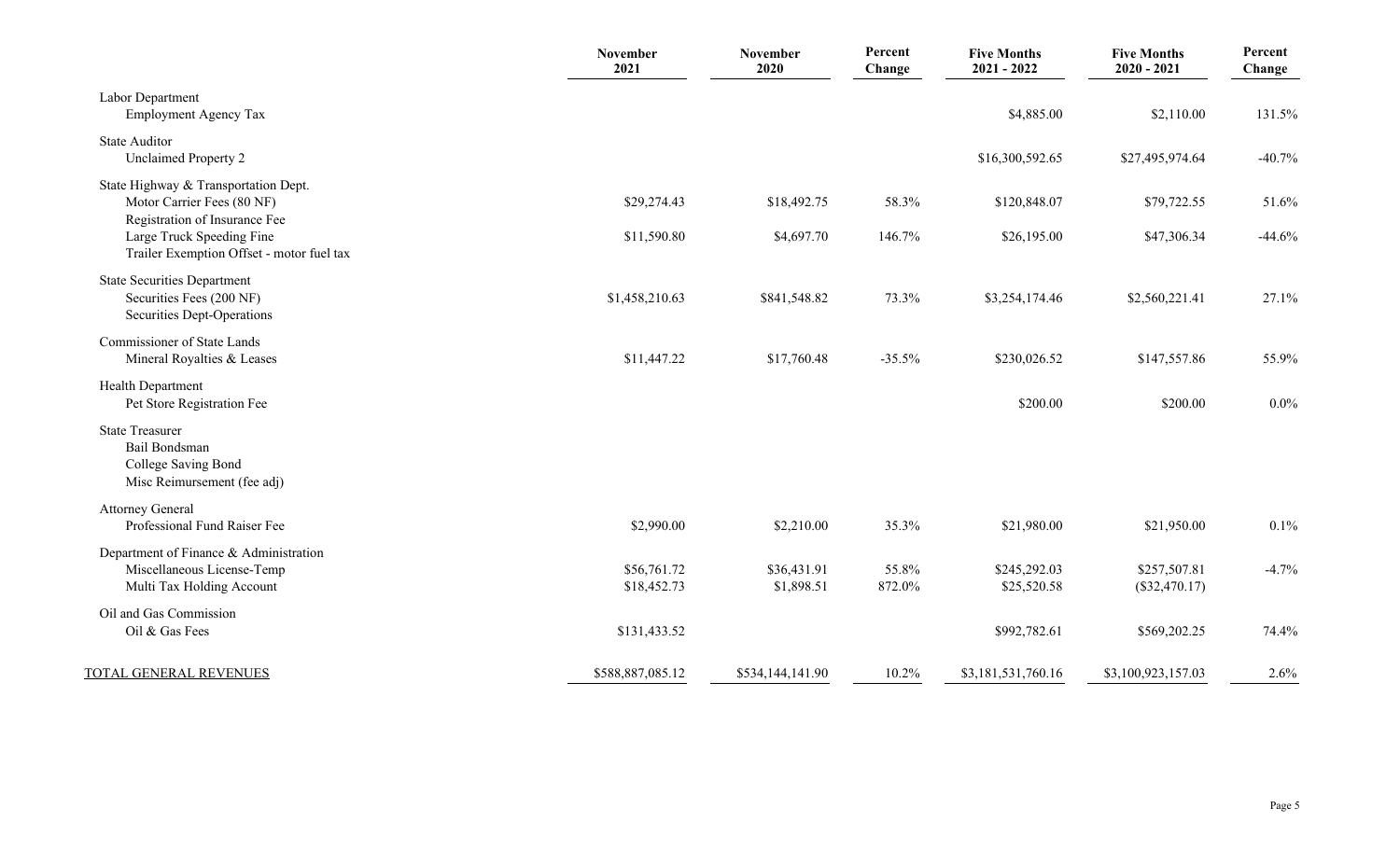| | November 2021 | November 2020 | Percent Change | Five Months 2021 - 2022 | Five Months 2020 - 2021 | Percent Change |
|---|---|---|---|---|---|---|
| Labor Department | | | | | | |
| Employment Agency Tax | | | | $4,885.00 | $2,110.00 | 131.5% |
| State Auditor | | | | | | |
| Unclaimed Property 2 | | | | $16,300,592.65 | $27,495,974.64 | -40.7% |
| State Highway & Transportation Dept. | | | | | | |
| Motor Carrier Fees (80 NF) | $29,274.43 | $18,492.75 | 58.3% | $120,848.07 | $79,722.55 | 51.6% |
| Registration of Insurance Fee | | | | | | |
| Large Truck Speeding Fine | $11,590.80 | $4,697.70 | 146.7% | $26,195.00 | $47,306.34 | -44.6% |
| Trailer Exemption Offset - motor fuel tax | | | | | | |
| State Securities Department | | | | | | |
| Securities Fees (200 NF) | $1,458,210.63 | $841,548.82 | 73.3% | $3,254,174.46 | $2,560,221.41 | 27.1% |
| Securities Dept-Operations | | | | | | |
| Commissioner of State Lands | | | | | | |
| Mineral Royalties & Leases | $11,447.22 | $17,760.48 | -35.5% | $230,026.52 | $147,557.86 | 55.9% |
| Health Department | | | | | | |
| Pet Store Registration Fee | | | | $200.00 | $200.00 | 0.0% |
| State Treasurer | | | | | | |
| Bail Bondsman | | | | | | |
| College Saving Bond | | | | | | |
| Misc Reimursement (fee adj) | | | | | | |
| Attorney General | | | | | | |
| Professional Fund Raiser Fee | $2,990.00 | $2,210.00 | 35.3% | $21,980.00 | $21,950.00 | 0.1% |
| Department of Finance & Administration | | | | | | |
| Miscellaneous License-Temp | $56,761.72 | $36,431.91 | 55.8% | $245,292.03 | $257,507.81 | -4.7% |
| Multi Tax Holding Account | $18,452.73 | $1,898.51 | 872.0% | $25,520.58 | ($32,470.17) | |
| Oil and Gas Commission | | | | | | |
| Oil & Gas Fees | $131,433.52 | | | $992,782.61 | $569,202.25 | 74.4% |
| TOTAL GENERAL REVENUES | $588,887,085.12 | $534,144,141.90 | 10.2% | $3,181,531,760.16 | $3,100,923,157.03 | 2.6% |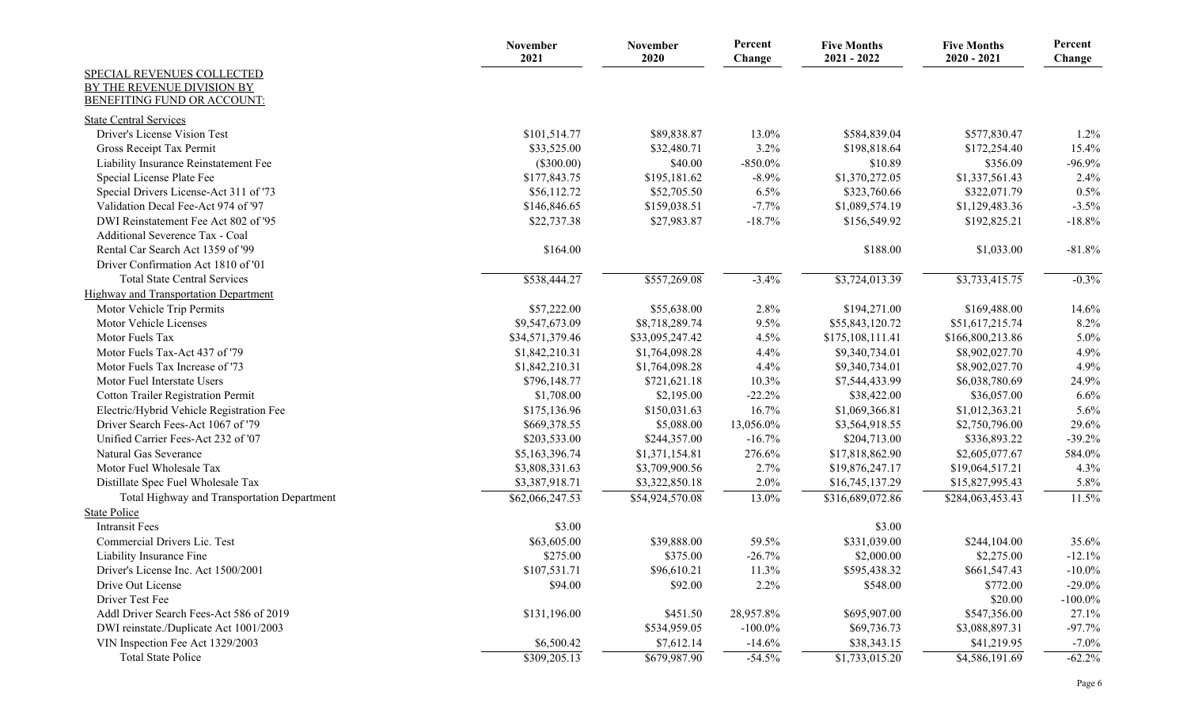| SPECIAL REVENUES COLLECTED BY THE REVENUE DIVISION BY BENEFITING FUND OR ACCOUNT: | November 2021 | November 2020 | Percent Change | Five Months 2021 - 2022 | Five Months 2020 - 2021 | Percent Change |
|---|---|---|---|---|---|---|
| **State Central Services** | | | | | | |
| Driver's License Vision Test | $101,514.77 | $89,838.87 | 13.0% | $584,839.04 | $577,830.47 | 1.2% |
| Gross Receipt Tax Permit | $33,525.00 | $32,480.71 | 3.2% | $198,818.64 | $172,254.40 | 15.4% |
| Liability Insurance Reinstatement Fee | ($300.00) | $40.00 | -850.0% | $10.89 | $356.09 | -96.9% |
| Special License Plate Fee | $177,843.75 | $195,181.62 | -8.9% | $1,370,272.05 | $1,337,561.43 | 2.4% |
| Special Drivers License-Act 311 of '73 | $56,112.72 | $52,705.50 | 6.5% | $323,760.66 | $322,071.79 | 0.5% |
| Validation Decal Fee-Act 974 of '97 | $146,846.65 | $159,038.51 | -7.7% | $1,089,574.19 | $1,129,483.36 | -3.5% |
| DWI Reinstatement Fee Act 802 of '95 | $22,737.38 | $27,983.87 | -18.7% | $156,549.92 | $192,825.21 | -18.8% |
| Additional Severence Tax - Coal | | | | | | |
| Rental Car Search Act 1359 of '99 | $164.00 | | | $188.00 | $1,033.00 | -81.8% |
| Driver Confirmation Act 1810 of '01 | | | | | | |
| Total State Central Services | $538,444.27 | $557,269.08 | -3.4% | $3,724,013.39 | $3,733,415.75 | -0.3% |
| **Highway and Transportation Department** | | | | | | |
| Motor Vehicle Trip Permits | $57,222.00 | $55,638.00 | 2.8% | $194,271.00 | $169,488.00 | 14.6% |
| Motor Vehicle Licenses | $9,547,673.09 | $8,718,289.74 | 9.5% | $55,843,120.72 | $51,617,215.74 | 8.2% |
| Motor Fuels Tax | $34,571,379.46 | $33,095,247.42 | 4.5% | $175,108,111.41 | $166,800,213.86 | 5.0% |
| Motor Fuels Tax-Act 437 of '79 | $1,842,210.31 | $1,764,098.28 | 4.4% | $9,340,734.01 | $8,902,027.70 | 4.9% |
| Motor Fuels Tax Increase of '73 | $1,842,210.31 | $1,764,098.28 | 4.4% | $9,340,734.01 | $8,902,027.70 | 4.9% |
| Motor Fuel Interstate Users | $796,148.77 | $721,621.18 | 10.3% | $7,544,433.99 | $6,038,780.69 | 24.9% |
| Cotton Trailer Registration Permit | $1,708.00 | $2,195.00 | -22.2% | $38,422.00 | $36,057.00 | 6.6% |
| Electric/Hybrid Vehicle Registration Fee | $175,136.96 | $150,031.63 | 16.7% | $1,069,366.81 | $1,012,363.21 | 5.6% |
| Driver Search Fees-Act 1067 of '79 | $669,378.55 | $5,088.00 | 13,056.0% | $3,564,918.55 | $2,750,796.00 | 29.6% |
| Unified Carrier Fees-Act 232 of '07 | $203,533.00 | $244,357.00 | -16.7% | $204,713.00 | $336,893.22 | -39.2% |
| Natural Gas Severance | $5,163,396.74 | $1,371,154.81 | 276.6% | $17,818,862.90 | $2,605,077.67 | 584.0% |
| Motor Fuel Wholesale Tax | $3,808,331.63 | $3,709,900.56 | 2.7% | $19,876,247.17 | $19,064,517.21 | 4.3% |
| Distillate Spec Fuel Wholesale Tax | $3,387,918.71 | $3,322,850.18 | 2.0% | $16,745,137.29 | $15,827,995.43 | 5.8% |
| Total Highway and Transportation Department | $62,066,247.53 | $54,924,570.08 | 13.0% | $316,689,072.86 | $284,063,453.43 | 11.5% |
| **State Police** | | | | | | |
| Intransit Fees | $3.00 | | | $3.00 | | |
| Commercial Drivers Lic. Test | $63,605.00 | $39,888.00 | 59.5% | $331,039.00 | $244,104.00 | 35.6% |
| Liability Insurance Fine | $275.00 | $375.00 | -26.7% | $2,000.00 | $2,275.00 | -12.1% |
| Driver's License Inc. Act 1500/2001 | $107,531.71 | $96,610.21 | 11.3% | $595,438.32 | $661,547.43 | -10.0% |
| Drive Out License | $94.00 | $92.00 | 2.2% | $548.00 | $772.00 | -29.0% |
| Driver Test Fee | | | | | $20.00 | -100.0% |
| Addl Driver Search Fees-Act 586 of 2019 | $131,196.00 | $451.50 | 28,957.8% | $695,907.00 | $547,356.00 | 27.1% |
| DWI reinstate./Duplicate Act 1001/2003 | | $534,959.05 | -100.0% | $69,736.73 | $3,088,897.31 | -97.7% |
| VIN Inspection Fee Act 1329/2003 | $6,500.42 | $7,612.14 | -14.6% | $38,343.15 | $41,219.95 | -7.0% |
| Total State Police | $309,205.13 | $679,987.90 | -54.5% | $1,733,015.20 | $4,586,191.69 | -62.2% |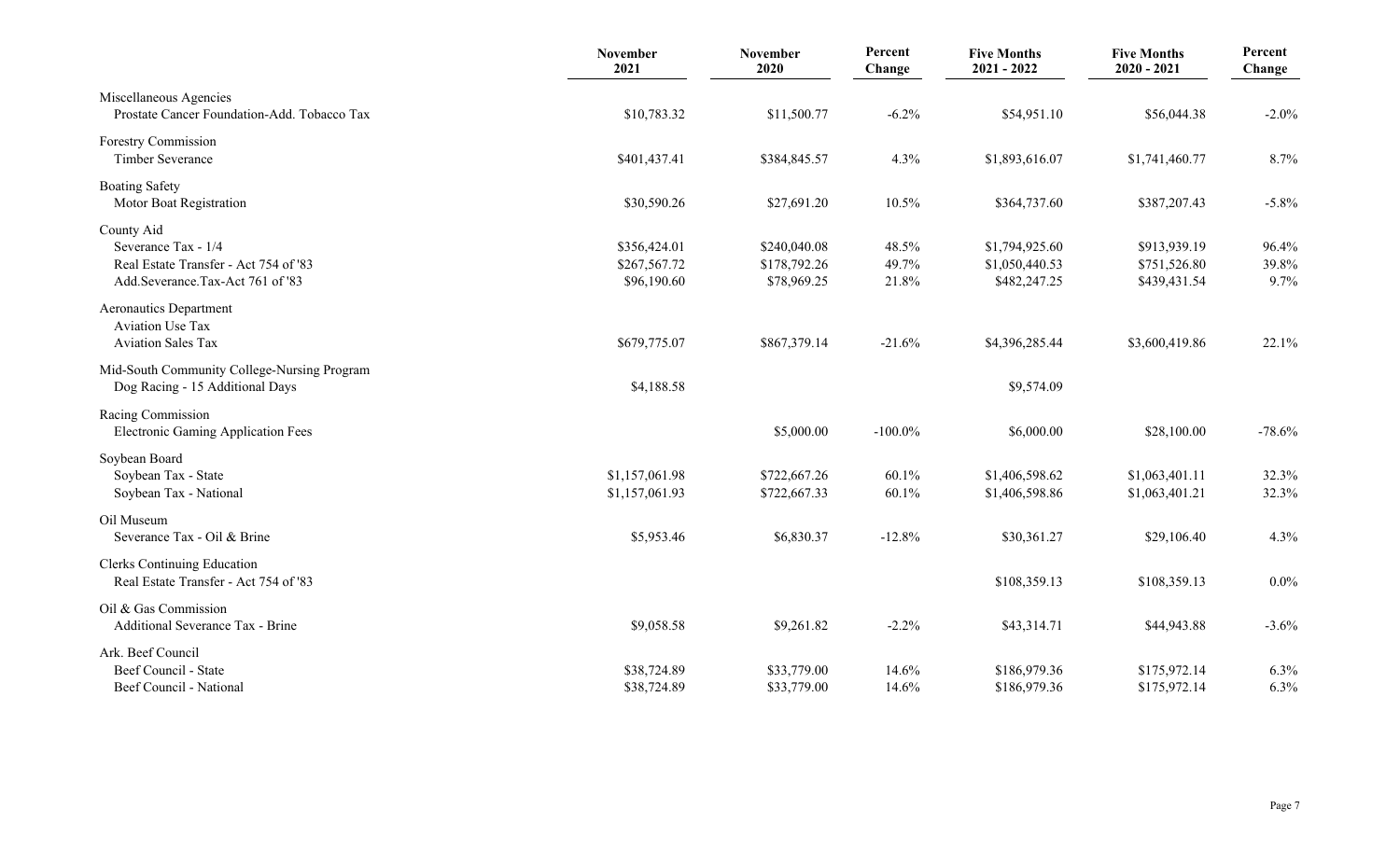| | November 2021 | November 2020 | Percent Change | Five Months 2021 - 2022 | Five Months 2020 - 2021 | Percent Change |
|---|---|---|---|---|---|---|
| Miscellaneous Agencies | | | | | | |
| Prostate Cancer Foundation-Add. Tobacco Tax | $10,783.32 | $11,500.77 | -6.2% | $54,951.10 | $56,044.38 | -2.0% |
| Forestry Commission | | | | | | |
| Timber Severance | $401,437.41 | $384,845.57 | 4.3% | $1,893,616.07 | $1,741,460.77 | 8.7% |
| Boating Safety | | | | | | |
| Motor Boat Registration | $30,590.26 | $27,691.20 | 10.5% | $364,737.60 | $387,207.43 | -5.8% |
| County Aid | | | | | | |
| Severance Tax - 1/4 | $356,424.01 | $240,040.08 | 48.5% | $1,794,925.60 | $913,939.19 | 96.4% |
| Real Estate Transfer - Act 754 of '83 | $267,567.72 | $178,792.26 | 49.7% | $1,050,440.53 | $751,526.80 | 39.8% |
| Add.Severance.Tax-Act 761 of '83 | $96,190.60 | $78,969.25 | 21.8% | $482,247.25 | $439,431.54 | 9.7% |
| Aeronautics Department | | | | | | |
| Aviation Use Tax | | | | | | |
| Aviation Sales Tax | $679,775.07 | $867,379.14 | -21.6% | $4,396,285.44 | $3,600,419.86 | 22.1% |
| Mid-South Community College-Nursing Program | | | | | | |
| Dog Racing - 15 Additional Days | $4,188.58 | | | $9,574.09 | | |
| Racing Commission | | | | | | |
| Electronic Gaming Application Fees | | $5,000.00 | -100.0% | $6,000.00 | $28,100.00 | -78.6% |
| Soybean Board | | | | | | |
| Soybean Tax - State | $1,157,061.98 | $722,667.26 | 60.1% | $1,406,598.62 | $1,063,401.11 | 32.3% |
| Soybean Tax - National | $1,157,061.93 | $722,667.33 | 60.1% | $1,406,598.86 | $1,063,401.21 | 32.3% |
| Oil Museum | | | | | | |
| Severance Tax - Oil & Brine | $5,953.46 | $6,830.37 | -12.8% | $30,361.27 | $29,106.40 | 4.3% |
| Clerks Continuing Education | | | | | | |
| Real Estate Transfer - Act 754 of '83 | | | | $108,359.13 | $108,359.13 | 0.0% |
| Oil & Gas Commission | | | | | | |
| Additional Severance Tax - Brine | $9,058.58 | $9,261.82 | -2.2% | $43,314.71 | $44,943.88 | -3.6% |
| Ark. Beef Council | | | | | | |
| Beef Council - State | $38,724.89 | $33,779.00 | 14.6% | $186,979.36 | $175,972.14 | 6.3% |
| Beef Council - National | $38,724.89 | $33,779.00 | 14.6% | $186,979.36 | $175,972.14 | 6.3% |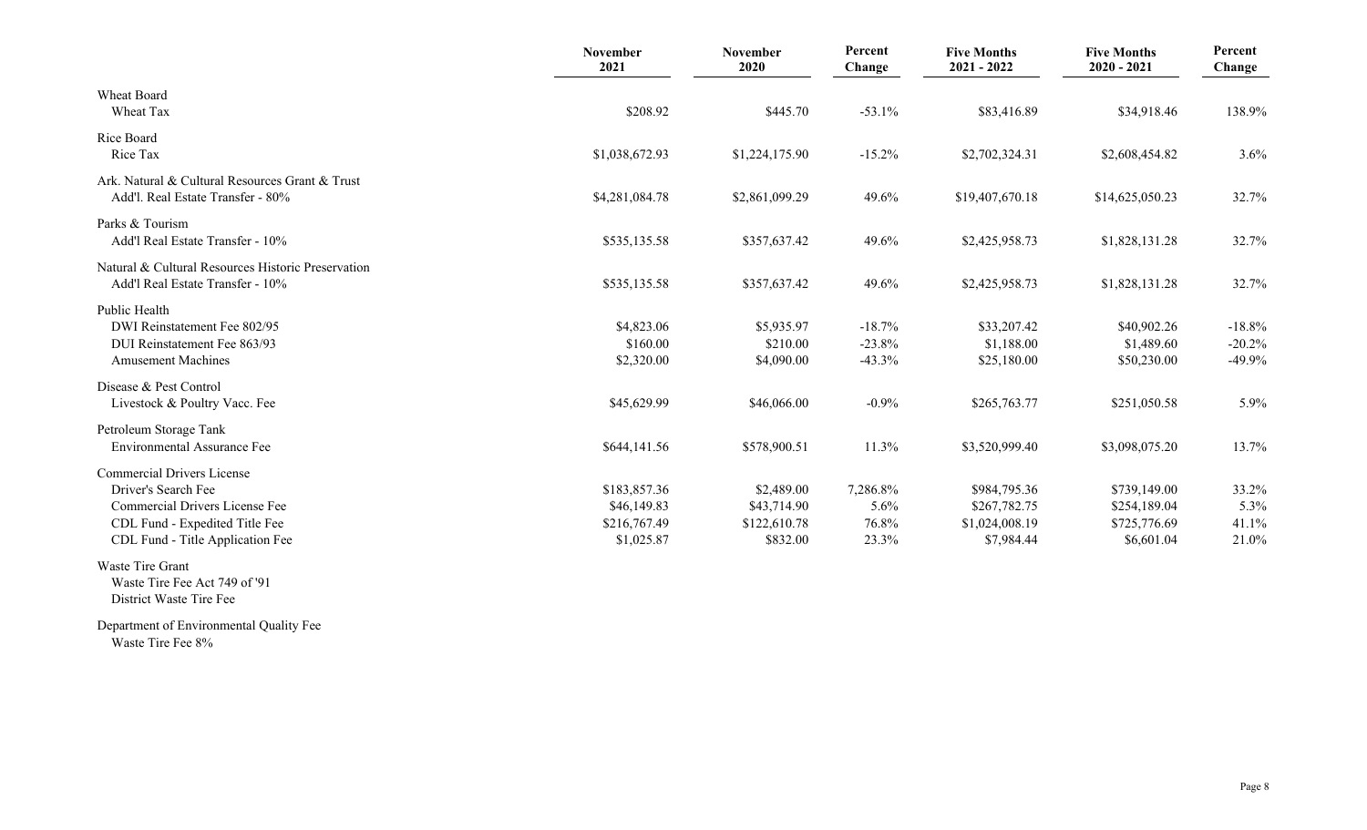| | November 2021 | November 2020 | Percent Change | Five Months 2021 - 2022 | Five Months 2020 - 2021 | Percent Change |
|---|---|---|---|---|---|---|
| Wheat Board | | | | | | |
| Wheat Tax | $208.92 | $445.70 | -53.1% | $83,416.89 | $34,918.46 | 138.9% |
| Rice Board | | | | | | |
| Rice Tax | $1,038,672.93 | $1,224,175.90 | -15.2% | $2,702,324.31 | $2,608,454.82 | 3.6% |
| Ark. Natural & Cultural Resources Grant & Trust | | | | | | |
| Add'l. Real Estate Transfer - 80% | $4,281,084.78 | $2,861,099.29 | 49.6% | $19,407,670.18 | $14,625,050.23 | 32.7% |
| Parks & Tourism | | | | | | |
| Add'l Real Estate Transfer - 10% | $535,135.58 | $357,637.42 | 49.6% | $2,425,958.73 | $1,828,131.28 | 32.7% |
| Natural & Cultural Resources Historic Preservation | | | | | | |
| Add'l Real Estate Transfer - 10% | $535,135.58 | $357,637.42 | 49.6% | $2,425,958.73 | $1,828,131.28 | 32.7% |
| Public Health | | | | | | |
| DWI Reinstatement Fee 802/95 | $4,823.06 | $5,935.97 | -18.7% | $33,207.42 | $40,902.26 | -18.8% |
| DUI Reinstatement Fee 863/93 | $160.00 | $210.00 | -23.8% | $1,188.00 | $1,489.60 | -20.2% |
| Amusement Machines | $2,320.00 | $4,090.00 | -43.3% | $25,180.00 | $50,230.00 | -49.9% |
| Disease & Pest Control | | | | | | |
| Livestock & Poultry Vacc. Fee | $45,629.99 | $46,066.00 | -0.9% | $265,763.77 | $251,050.58 | 5.9% |
| Petroleum Storage Tank | | | | | | |
| Environmental Assurance Fee | $644,141.56 | $578,900.51 | 11.3% | $3,520,999.40 | $3,098,075.20 | 13.7% |
| Commercial Drivers License | | | | | | |
| Driver's Search Fee | $183,857.36 | $2,489.00 | 7,286.8% | $984,795.36 | $739,149.00 | 33.2% |
| Commercial Drivers License Fee | $46,149.83 | $43,714.90 | 5.6% | $267,782.75 | $254,189.04 | 5.3% |
| CDL Fund - Expedited Title Fee | $216,767.49 | $122,610.78 | 76.8% | $1,024,008.19 | $725,776.69 | 41.1% |
| CDL Fund - Title Application Fee | $1,025.87 | $832.00 | 23.3% | $7,984.44 | $6,601.04 | 21.0% |
| Waste Tire Grant | | | | | | |
| Waste Tire Fee Act 749 of '91 | | | | | | |
| District Waste Tire Fee | | | | | | |
| Department of Environmental Quality Fee | | | | | | |
| Waste Tire Fee 8% | | | | | | |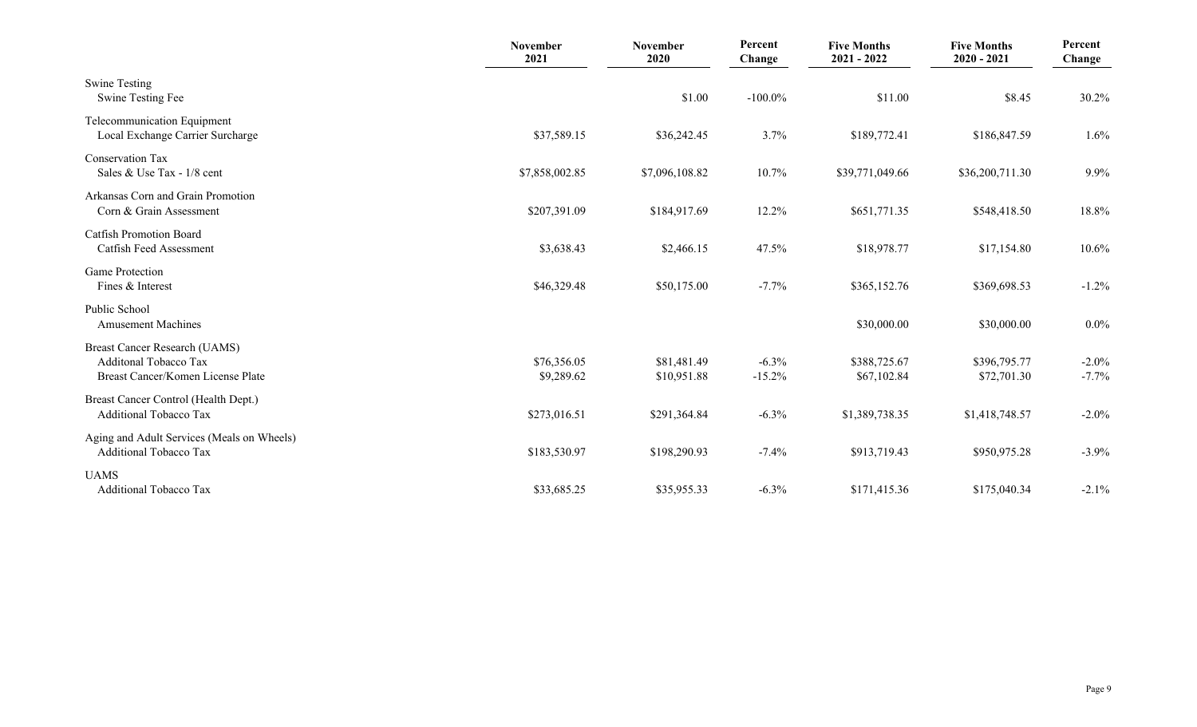| | November 2021 | November 2020 | Percent Change | Five Months 2021 - 2022 | Five Months 2020 - 2021 | Percent Change |
|---|---|---|---|---|---|---|
| Swine Testing | | | | | | |
| Swine Testing Fee | | $1.00 | -100.0% | $11.00 | $8.45 | 30.2% |
| Telecommunication Equipment | | | | | | |
| Local Exchange Carrier Surcharge | $37,589.15 | $36,242.45 | 3.7% | $189,772.41 | $186,847.59 | 1.6% |
| Conservation Tax | | | | | | |
| Sales & Use Tax - 1/8 cent | $7,858,002.85 | $7,096,108.82 | 10.7% | $39,771,049.66 | $36,200,711.30 | 9.9% |
| Arkansas Corn and Grain Promotion | | | | | | |
| Corn & Grain Assessment | $207,391.09 | $184,917.69 | 12.2% | $651,771.35 | $548,418.50 | 18.8% |
| Catfish Promotion Board | | | | | | |
| Catfish Feed Assessment | $3,638.43 | $2,466.15 | 47.5% | $18,978.77 | $17,154.80 | 10.6% |
| Game Protection | | | | | | |
| Fines & Interest | $46,329.48 | $50,175.00 | -7.7% | $365,152.76 | $369,698.53 | -1.2% |
| Public School | | | | | | |
| Amusement Machines | | | | $30,000.00 | $30,000.00 | 0.0% |
| Breast Cancer Research (UAMS) | | | | | | |
| Additonal Tobacco Tax | $76,356.05 | $81,481.49 | -6.3% | $388,725.67 | $396,795.77 | -2.0% |
| Breast Cancer/Komen License Plate | $9,289.62 | $10,951.88 | -15.2% | $67,102.84 | $72,701.30 | -7.7% |
| Breast Cancer Control (Health Dept.) | | | | | | |
| Additional Tobacco Tax | $273,016.51 | $291,364.84 | -6.3% | $1,389,738.35 | $1,418,748.57 | -2.0% |
| Aging and Adult Services (Meals on Wheels) | | | | | | |
| Additional Tobacco Tax | $183,530.97 | $198,290.93 | -7.4% | $913,719.43 | $950,975.28 | -3.9% |
| UAMS | | | | | | |
| Additional Tobacco Tax | $33,685.25 | $35,955.33 | -6.3% | $171,415.36 | $175,040.34 | -2.1% |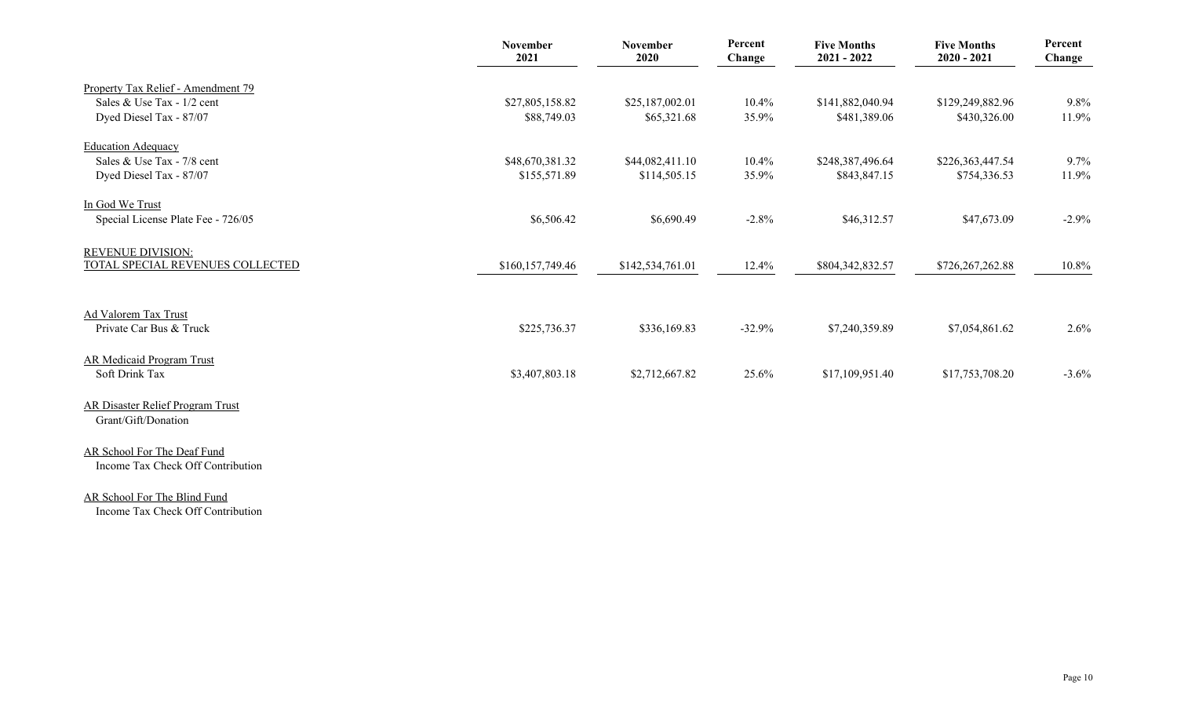| | November 2021 | November 2020 | Percent Change | Five Months 2021 - 2022 | Five Months 2020 - 2021 | Percent Change |
|---|---|---|---|---|---|---|
| Property Tax Relief - Amendment 79 | | | | | | |
| Sales & Use Tax - 1/2 cent | $27,805,158.82 | $25,187,002.01 | 10.4% | $141,882,040.94 | $129,249,882.96 | 9.8% |
| Dyed Diesel Tax - 87/07 | $88,749.03 | $65,321.68 | 35.9% | $481,389.06 | $430,326.00 | 11.9% |
| Education Adequacy | | | | | | |
| Sales & Use Tax - 7/8 cent | $48,670,381.32 | $44,082,411.10 | 10.4% | $248,387,496.64 | $226,363,447.54 | 9.7% |
| Dyed Diesel Tax - 87/07 | $155,571.89 | $114,505.15 | 35.9% | $843,847.15 | $754,336.53 | 11.9% |
| In God We Trust | | | | | | |
| Special License Plate Fee - 726/05 | $6,506.42 | $6,690.49 | -2.8% | $46,312.57 | $47,673.09 | -2.9% |
| REVENUE DIVISION: TOTAL SPECIAL REVENUES COLLECTED | $160,157,749.46 | $142,534,761.01 | 12.4% | $804,342,832.57 | $726,267,262.88 | 10.8% |
| Ad Valorem Tax Trust | | | | | | |
| Private Car Bus & Truck | $225,736.37 | $336,169.83 | -32.9% | $7,240,359.89 | $7,054,861.62 | 2.6% |
| AR Medicaid Program Trust | | | | | | |
| Soft Drink Tax | $3,407,803.18 | $2,712,667.82 | 25.6% | $17,109,951.40 | $17,753,708.20 | -3.6% |
| AR Disaster Relief Program Trust | | | | | | |
| Grant/Gift/Donation | | | | | | |
| AR School For The Deaf Fund | | | | | | |
| Income Tax Check Off Contribution | | | | | | |
| AR School For The Blind Fund | | | | | | |
| Income Tax Check Off Contribution | | | | | | |